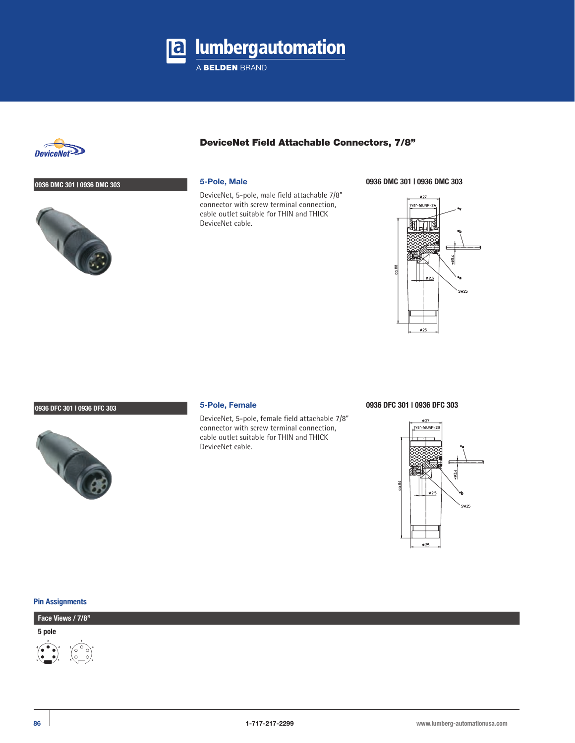lumbergautomation

A BELDEN BRAND

DeviceNet

# DeviceNet Field Attachable Connectors, 7/8"

**0936 DMC 301 I 0936 DMC 303**

## 5-Pole, Male

DeviceNet, 5-pole, male field attachable 7/8" connector with screw terminal connection, cable outlet suitable for THIN and THICK DeviceNet cable.

**0936 DMC 301 I 0936 DMC 303**

ø27
7/8"-16UNF-2A
ca 88
ø3,4
ø2,5
SW25
ø25

**0936 DFC 301 I 0936 DFC 303**

## 5-Pole, Female

DeviceNet, 5-pole, female field attachable 7/8" connector with screw terminal connection, cable outlet suitable for THIN and THICK DeviceNet cable.

**0936 DFC 301 I 0936 DFC 303**

ø27
7/8"-16UNF-2B
ca 84
ø3,4
ø2,5
SW25
ø25

### Pin Assignments

**Face Views / 7/8"**

**5 pole**

1-717-217-2299

www.lumberg-automationusa.com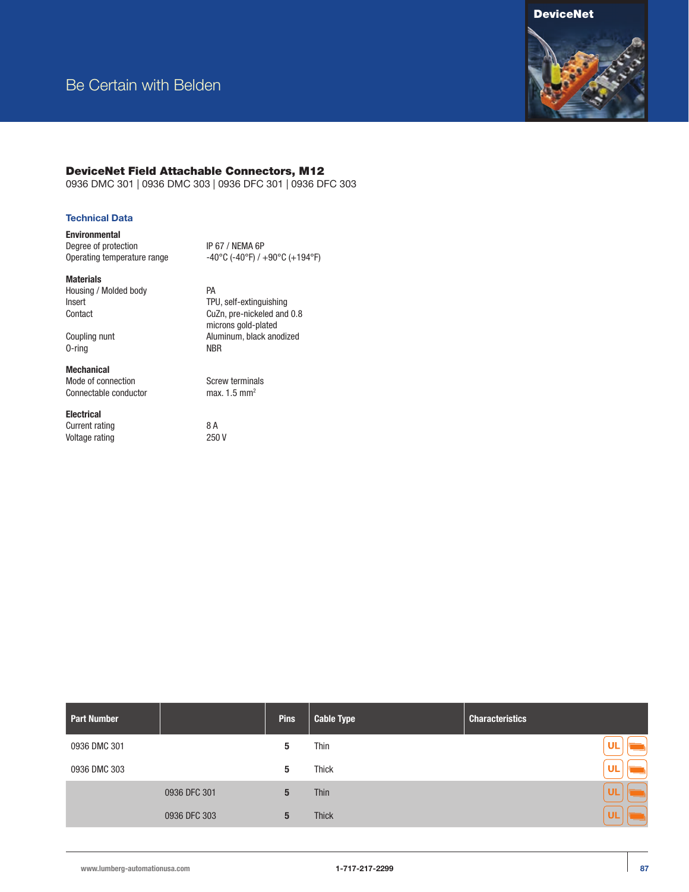Be Certain with Belden

DeviceNet

## DeviceNet Field Attachable Connectors, M12

0936 DMC 301 | 0936 DMC 303 | 0936 DFC 301 | 0936 DFC 303

### Technical Data

**Environmental**

| | |
|---|---|
| Degree of protection | IP 67 / NEMA 6P |
| Operating temperature range | -40°C (-40°F) / +90°C (+194°F) |

**Materials**

| | |
|---|---|
| Housing / Molded body | PA |
| Insert | TPU, self-extinguishing |
| Contact | CuZn, pre-nickeled and 0.8 microns gold-plated |
| Coupling nunt | Aluminum, black anodized |
| O-ring | NBR |

**Mechanical**

| | |
|---|---|
| Mode of connection | Screw terminals |
| Connectable conductor | max. 1.5 $mm^2$ |

**Electrical**

| | |
|---|---|
| Current rating | 8 A |
| Voltage rating | 250 V |

| Part Number | | Pins | Cable Type | Characteristics |
|---|---|---|---|---|
| 0936 DMC 301 | | 5 | Thin | UL |
| 0936 DMC 303 | | 5 | Thick | UL |
| | 0936 DFC 301 | 5 | Thin | UL |
| | 0936 DFC 303 | 5 | Thick | UL |

www.lumberg-automationusa.com 1-717-217-2299